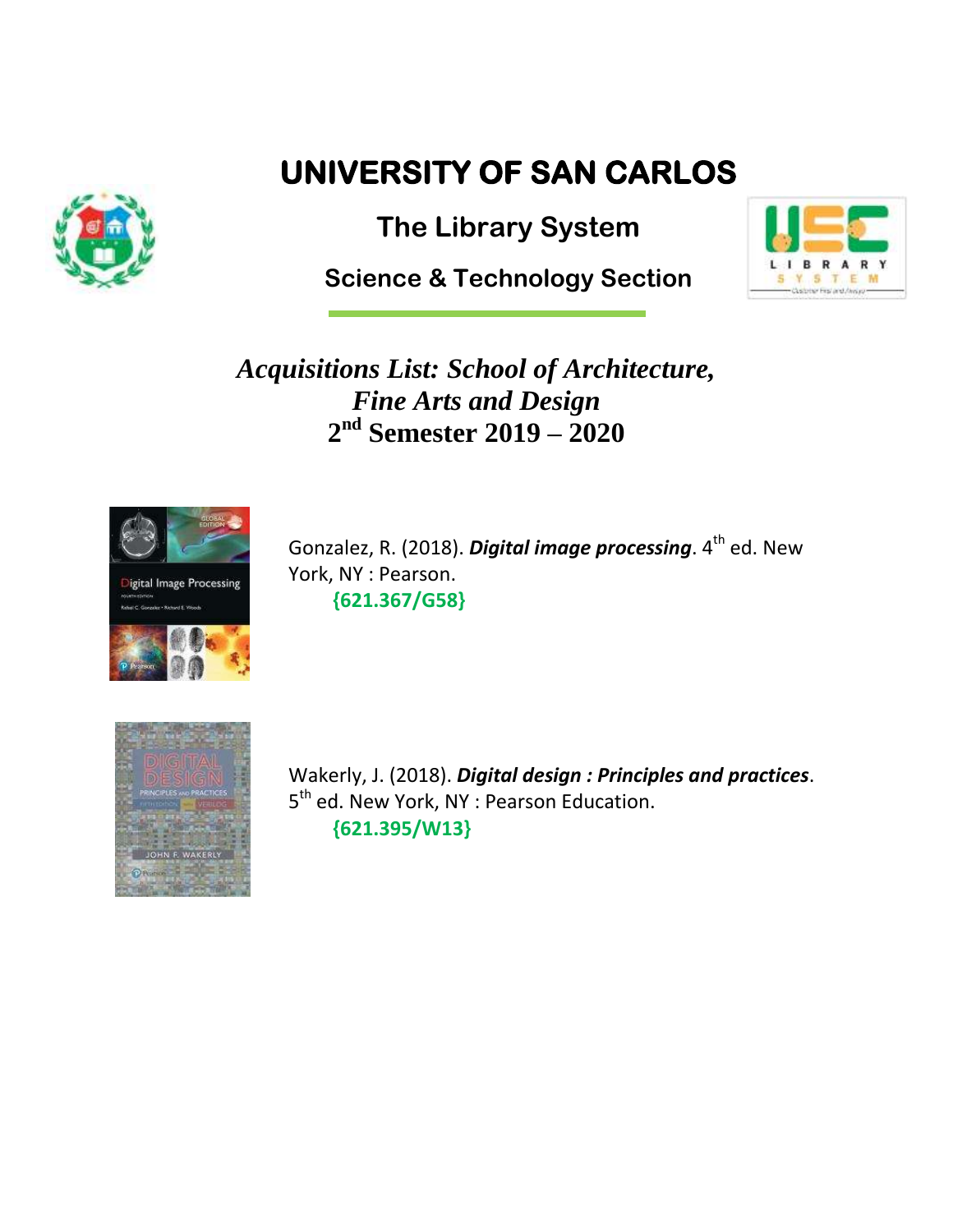# UNIVERSITY OF SAN CARLOS

## The Library System

### Science & Technology Section

## *Acquisitions List: School of Architecture, Fine Arts and Design*
## 2nd Semester 2019 – 2020

Gonzalez, R. (2018). ***Digital image processing***. 4th ed. New York, NY : Pearson.
**{621.367/G58}**

Wakerly, J. (2018). ***Digital design : Principles and practices***. 5th ed. New York, NY : Pearson Education.
**{621.395/W13}**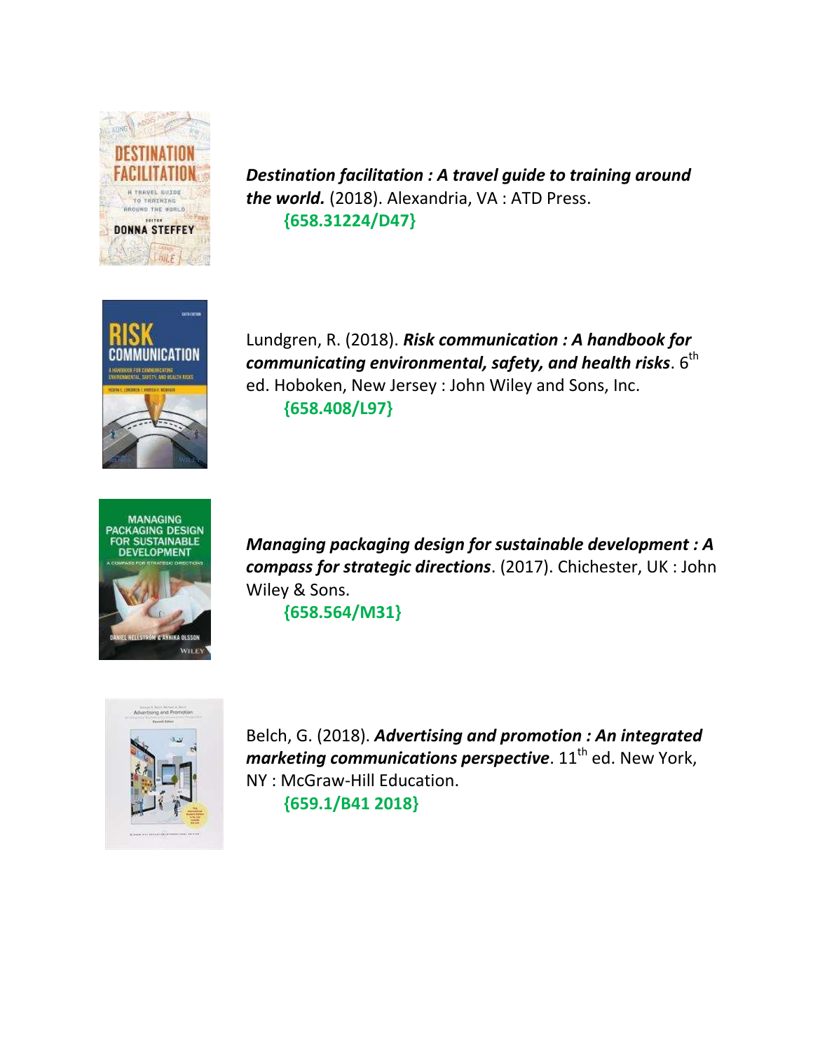***Destination facilitation : A travel guide to training around the world.*** (2018). Alexandria, VA : ATD Press.
**{658.31224/D47}**

Lundgren, R. (2018). ***Risk communication : A handbook for communicating environmental, safety, and health risks***. 6th ed. Hoboken, New Jersey : John Wiley and Sons, Inc.
**{658.408/L97}**

***Managing packaging design for sustainable development : A compass for strategic directions***. (2017). Chichester, UK : John Wiley & Sons.
**{658.564/M31}**

Belch, G. (2018). ***Advertising and promotion : An integrated marketing communications perspective***. 11th ed. New York, NY : McGraw-Hill Education.
**{659.1/B41 2018}**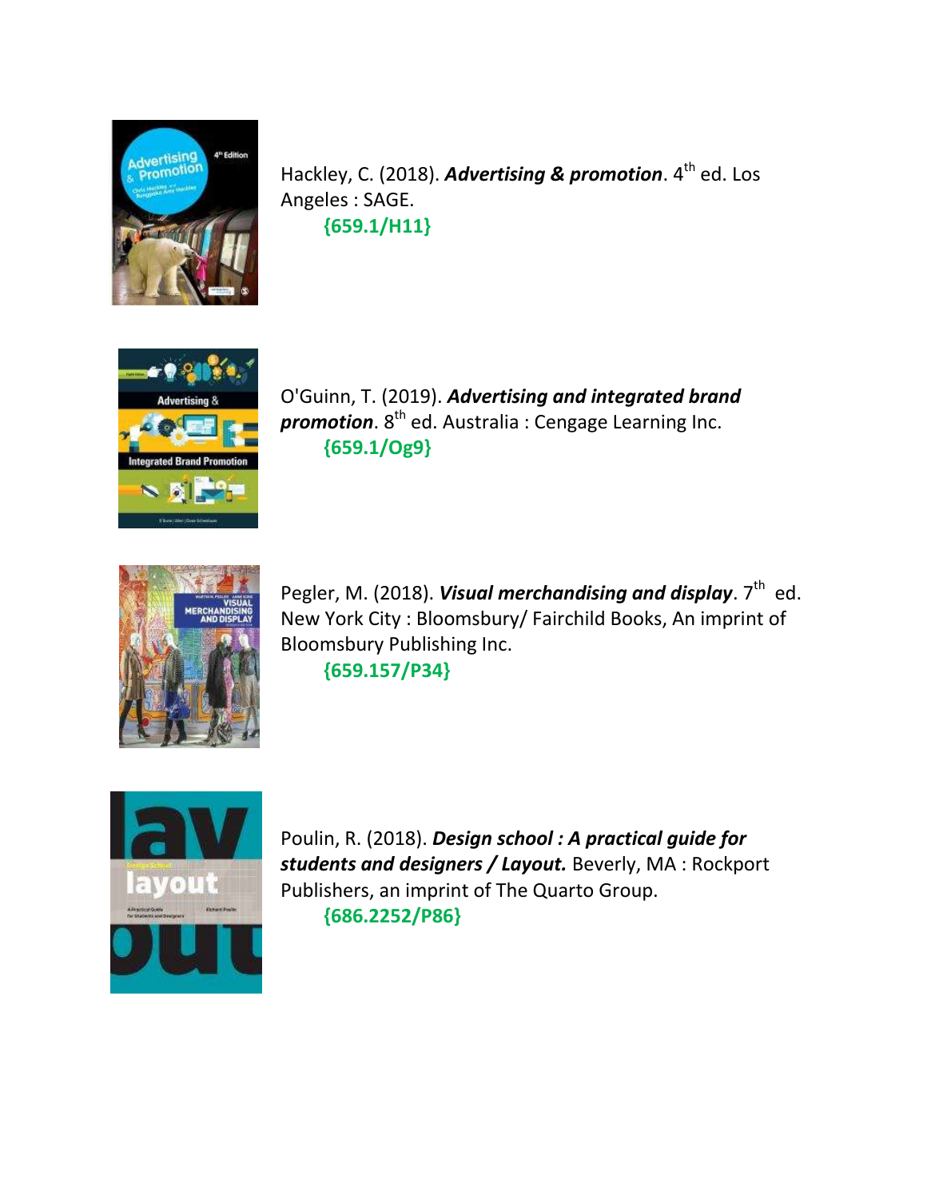Hackley, C. (2018). ***Advertising & promotion***. 4th ed. Los Angeles : SAGE.

**{659.1/H11}**

O'Guinn, T. (2019). ***Advertising and integrated brand promotion***. 8th ed. Australia : Cengage Learning Inc.

**{659.1/Og9}**

Pegler, M. (2018). ***Visual merchandising and display***. 7th ed. New York City : Bloomsbury/ Fairchild Books, An imprint of Bloomsbury Publishing Inc.

**{659.157/P34}**

Poulin, R. (2018). ***Design school : A practical guide for students and designers / Layout.*** Beverly, MA : Rockport Publishers, an imprint of The Quarto Group.

**{686.2252/P86}**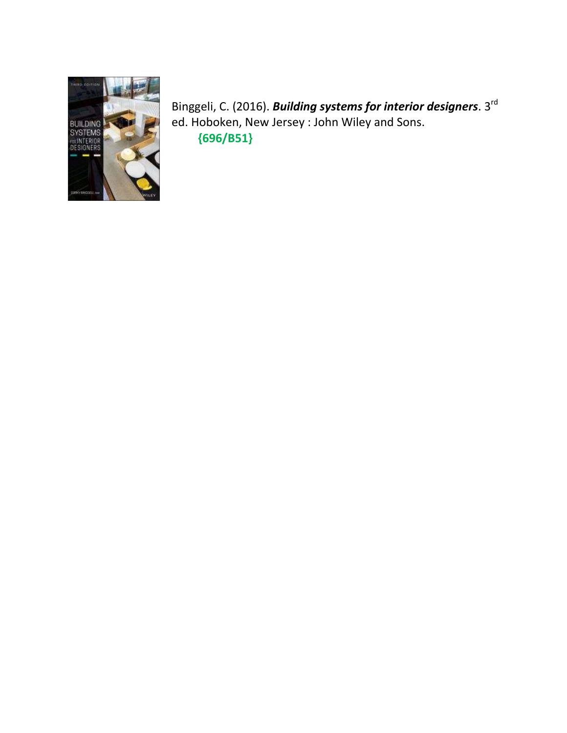Binggeli, C. (2016). ***Building systems for interior designers***. 3rd ed. Hoboken, New Jersey : John Wiley and Sons.

**{696/B51}**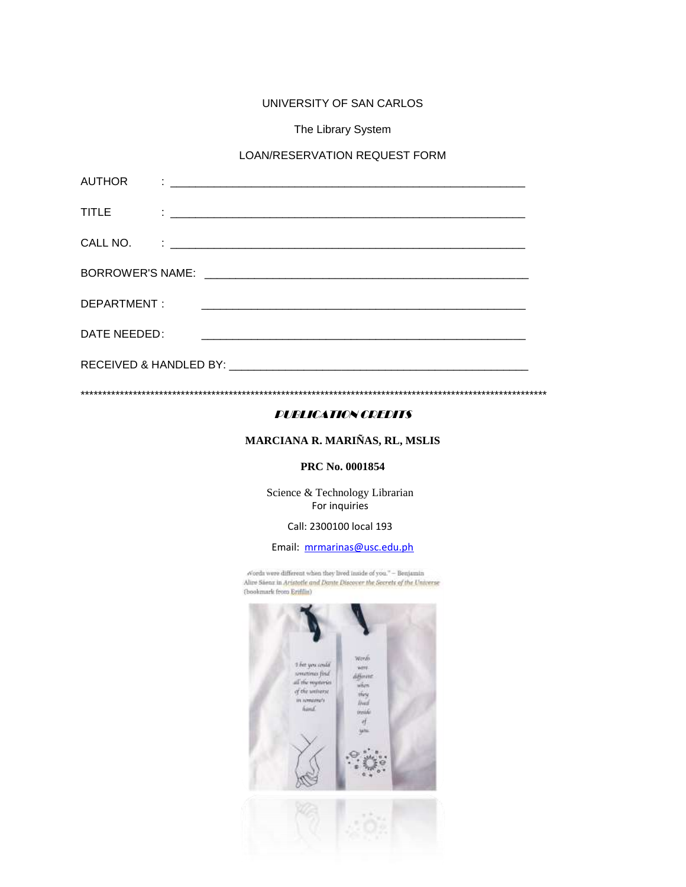UNIVERSITY OF SAN CARLOS

The Library System

LOAN/RESERVATION REQUEST FORM

AUTHOR : ____________________________________________________________

TITLE : ____________________________________________________________

CALL NO. : ____________________________________________________________

BORROWER'S NAME: ______________________________________________________

DEPARTMENT : ______________________________________________________

DATE NEEDED: ______________________________________________________

RECEIVED & HANDLED BY: ________________________________________________

*************************************************************************************************************

***PUBLICATION CREDITS***

**MARCIANA R. MARIÑAS, RL, MSLIS**

**PRC No. 0001854**

Science & Technology Librarian
For inquiries

Call: 2300100 local 193

Email: mrmarinas@usc.edu.ph

"Words were different when they lived inside of you." – Benjamin Alire Sáenz in *Aristotle and Dante Discover the Secrets of the Universe* (bookmark from Erifilis)